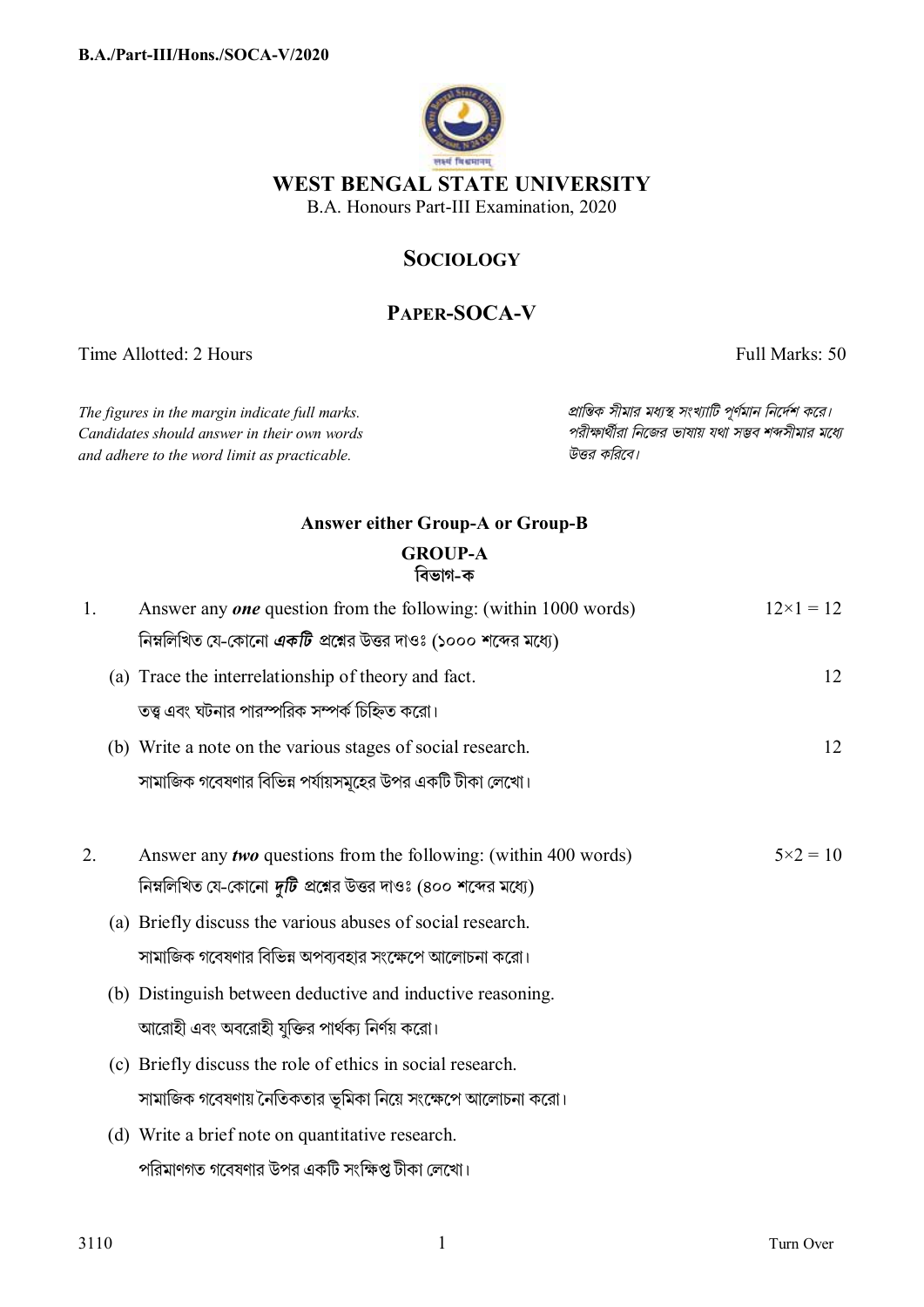B.A./Part-III/Hons./SOCA-V/2020

# WEST BENGAL STATE UNIVERSITY

B.A. Honours Part-III Examination, 2020

## SOCIOLOGY

## PAPER-SOCA-V

Time Allotted: 2 Hours　　　　　　　　　　　　　　　　　　　　　　　　　　Full Marks: 50

*The figures in the margin indicate full marks. Candidates should answer in their own words and adhere to the word limit as practicable.*

*প্রান্তিক সীমার মধ্যস্থ সংখ্যাটি পূর্ণমান নির্দেশ করে। পরীক্ষার্থীরা নিজের ভাষায় যথা সম্ভব শব্দসীমার মধ্যে উত্তর করিবে।*

**Answer either Group-A or Group-B**

### GROUP-A
### বিভাগ-ক

1. Answer any ***one*** question from the following: (within 1000 words)　　$12\times1 = 12$

   নিম্নলিখিত যে-কোনো ***একটি*** প্রশ্নের উত্তর দাওঃ (১০০০ শব্দের মধ্যে)

   (a) Trace the interrelationship of theory and fact.　　12

   তত্ত্ব এবং ঘটনার পারস্পরিক সম্পর্ক চিহ্নিত করো।

   (b) Write a note on the various stages of social research.　　12

   সামাজিক গবেষণার বিভিন্ন পর্যায়সমূহের উপর একটি টীকা লেখো।

2. Answer any ***two*** questions from the following: (within 400 words)　　$5\times2 = 10$

   নিম্নলিখিত যে-কোনো ***দুটি*** প্রশ্নের উত্তর দাওঃ (৪০০ শব্দের মধ্যে)

   (a) Briefly discuss the various abuses of social research.

   সামাজিক গবেষণার বিভিন্ন অপব্যবহার সংক্ষেপে আলোচনা করো।

   (b) Distinguish between deductive and inductive reasoning.

   আরোহী এবং অবরোহী যুক্তির পার্থক্য নির্ণয় করো।

   (c) Briefly discuss the role of ethics in social research.

   সামাজিক গবেষণায় নৈতিকতার ভূমিকা নিয়ে সংক্ষেপে আলোচনা করো।

   (d) Write a brief note on quantitative research.

   পরিমাণগত গবেষণার উপর একটি সংক্ষিপ্ত টীকা লেখো।

3110　　　　　　　　　　　　　　　　　　　　　　　　　　　　　　Turn Over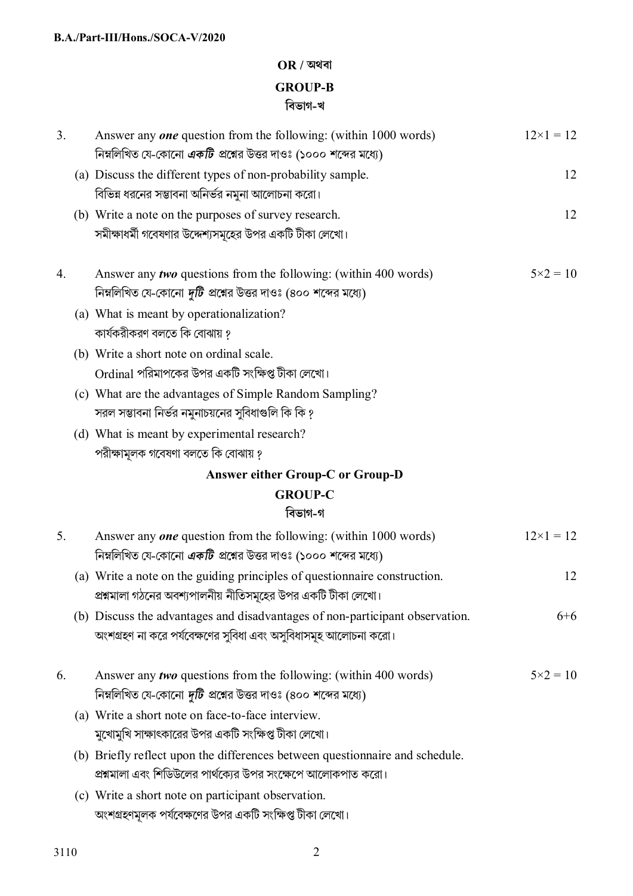**OR / অথবা**

## GROUP-B

## বিভাগ-খ

3. Answer any ***one*** question from the following: (within 1000 words) — 12×1 = 12

   নিম্নলিখিত যে-কোনো ***একটি*** প্রশ্নের উত্তর দাওঃ (১০০০ শব্দের মধ্যে)

   (a) Discuss the different types of non-probability sample. — 12

   বিভিন্ন ধরনের সম্ভাবনা অনির্ভর নমুনা আলোচনা করো।

   (b) Write a note on the purposes of survey research. — 12

   সমীক্ষাধর্মী গবেষণার উদ্দেশ্যসমূহের উপর একটি টীকা লেখো।

4. Answer any ***two*** questions from the following: (within 400 words) — 5×2 = 10

   নিম্নলিখিত যে-কোনো ***দুটি*** প্রশ্নের উত্তর দাওঃ (৪০০ শব্দের মধ্যে)

   (a) What is meant by operationalization?

   কার্যকরীকরণ বলতে কি বোঝায় ?

   (b) Write a short note on ordinal scale.

   Ordinal পরিমাপকের উপর একটি সংক্ষিপ্ত টীকা লেখো।

   (c) What are the advantages of Simple Random Sampling?

   সরল সম্ভাবনা নির্ভর নমুনাচয়নের সুবিধাগুলি কি কি ?

   (d) What is meant by experimental research?

   পরীক্ষামূলক গবেষণা বলতে কি বোঝায় ?

**Answer either Group-C or Group-D**

## GROUP-C

## বিভাগ-গ

5. Answer any ***one*** question from the following: (within 1000 words) — 12×1 = 12

   নিম্নলিখিত যে-কোনো ***একটি*** প্রশ্নের উত্তর দাওঃ (১০০০ শব্দের মধ্যে)

   (a) Write a note on the guiding principles of questionnaire construction. — 12

   প্রশ্নমালা গঠনের অবশ্যপালনীয় নীতিসমূহের উপর একটি টীকা লেখো।

   (b) Discuss the advantages and disadvantages of non-participant observation. — 6+6

   অংশগ্রহণ না করে পর্যবেক্ষণের সুবিধা এবং অসুবিধাসমূহ আলোচনা করো।

6. Answer any ***two*** questions from the following: (within 400 words) — 5×2 = 10

   নিম্নলিখিত যে-কোনো ***দুটি*** প্রশ্নের উত্তর দাওঃ (৪০০ শব্দের মধ্যে)

   (a) Write a short note on face-to-face interview.

   মুখোমুখি সাক্ষাৎকারের উপর একটি সংক্ষিপ্ত টীকা লেখো।

   (b) Briefly reflect upon the differences between questionnaire and schedule.

   প্রশ্নমালা এবং শিডিউলের পার্থক্যের উপর সংক্ষেপে আলোকপাত করো।

   (c) Write a short note on participant observation.

   অংশগ্রহণমূলক পর্যবেক্ষণের উপর একটি সংক্ষিপ্ত টীকা লেখো।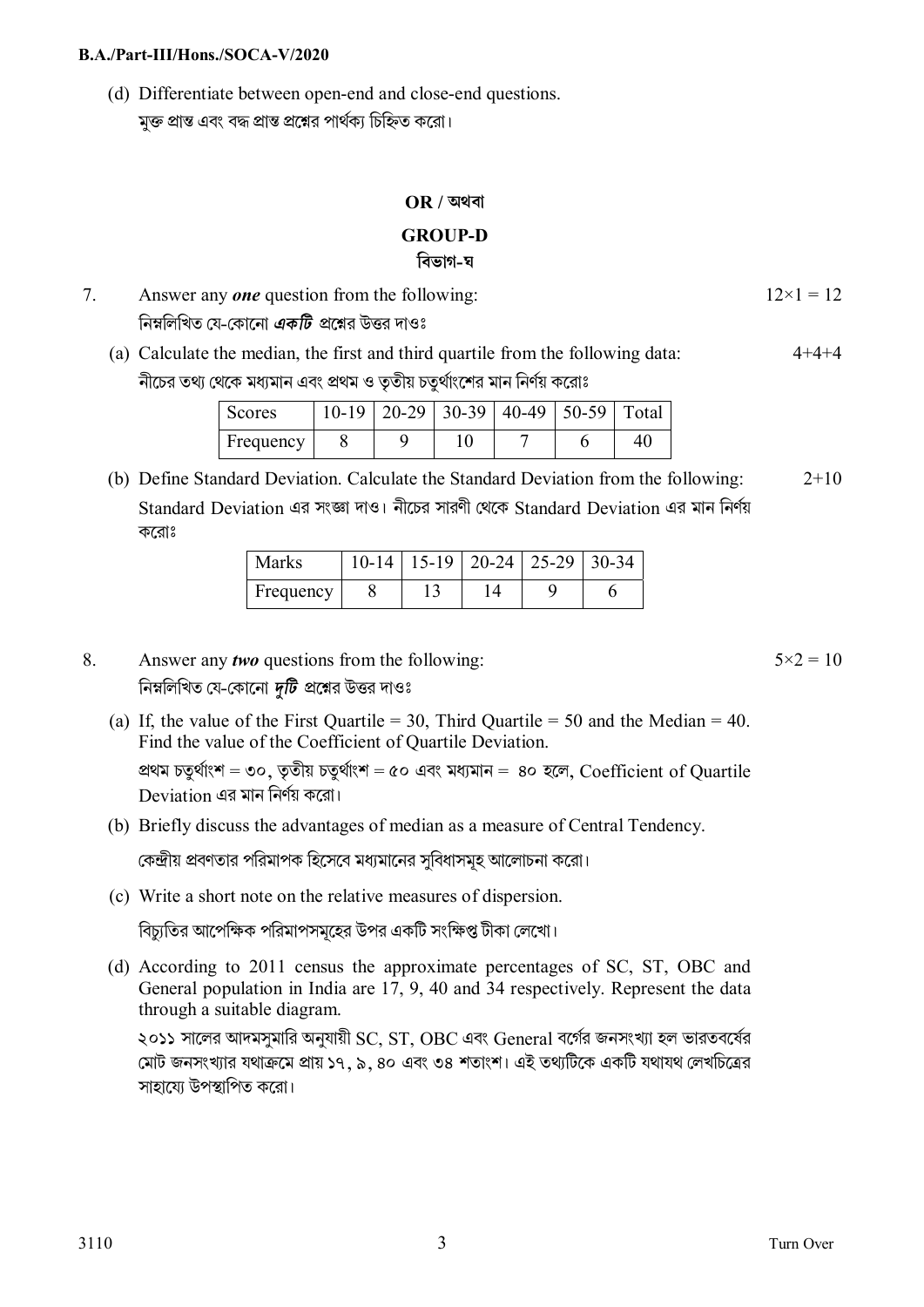(d) Differentiate between open-end and close-end questions.
মুক্ত প্রান্ত এবং বদ্ধ প্রান্ত প্রশ্নের পার্থক্য চিহ্নিত করো।

**OR / অথবা**

## GROUP-D
## বিভাগ-ঘ

7. Answer any ***one*** question from the following: $12\times1 = 12$
নিম্নলিখিত যে-কোনো ***একটি*** প্রশ্নের উত্তর দাওঃ

(a) Calculate the median, the first and third quartile from the following data: 4+4+4
নীচের তথ্য থেকে মধ্যমান এবং প্রথম ও তৃতীয় চতুর্থাংশের মান নির্ণয় করোঃ

| Scores | 10-19 | 20-29 | 30-39 | 40-49 | 50-59 | Total |
|---|---|---|---|---|---|---|
| Frequency | 8 | 9 | 10 | 7 | 6 | 40 |

(b) Define Standard Deviation. Calculate the Standard Deviation from the following: 2+10
Standard Deviation এর সংজ্ঞা দাও। নীচের সারণী থেকে Standard Deviation এর মান নির্ণয় করোঃ

| Marks | 10-14 | 15-19 | 20-24 | 25-29 | 30-34 |
|---|---|---|---|---|---|
| Frequency | 8 | 13 | 14 | 9 | 6 |

8. Answer any ***two*** questions from the following: $5\times2 = 10$
নিম্নলিখিত যে-কোনো ***দুটি*** প্রশ্নের উত্তর দাওঃ

(a) If, the value of the First Quartile = 30, Third Quartile = 50 and the Median = 40. Find the value of the Coefficient of Quartile Deviation.
প্রথম চতুর্থাংশ = ৩০, তৃতীয় চতুর্থাংশ = ৫০ এবং মধ্যমান = ৪০ হলে, Coefficient of Quartile Deviation এর মান নির্ণয় করো।

(b) Briefly discuss the advantages of median as a measure of Central Tendency.
কেন্দ্রীয় প্রবণতার পরিমাপক হিসেবে মধ্যমানের সুবিধাসমূহ আলোচনা করো।

(c) Write a short note on the relative measures of dispersion.
বিচ্যুতির আপেক্ষিক পরিমাপসমূহের উপর একটি সংক্ষিপ্ত টীকা লেখো।

(d) According to 2011 census the approximate percentages of SC, ST, OBC and General population in India are 17, 9, 40 and 34 respectively. Represent the data through a suitable diagram.
২০১১ সালের আদমসুমারি অনুযায়ী SC, ST, OBC এবং General বর্গের জনসংখ্যা হল ভারতবর্ষের মোট জনসংখ্যার যথাক্রমে প্রায় ১৭, ৯, ৪০ এবং ৩৪ শতাংশ। এই তথ্যটিকে একটি যথাযথ লেখচিত্রের সাহায্যে উপস্থাপিত করো।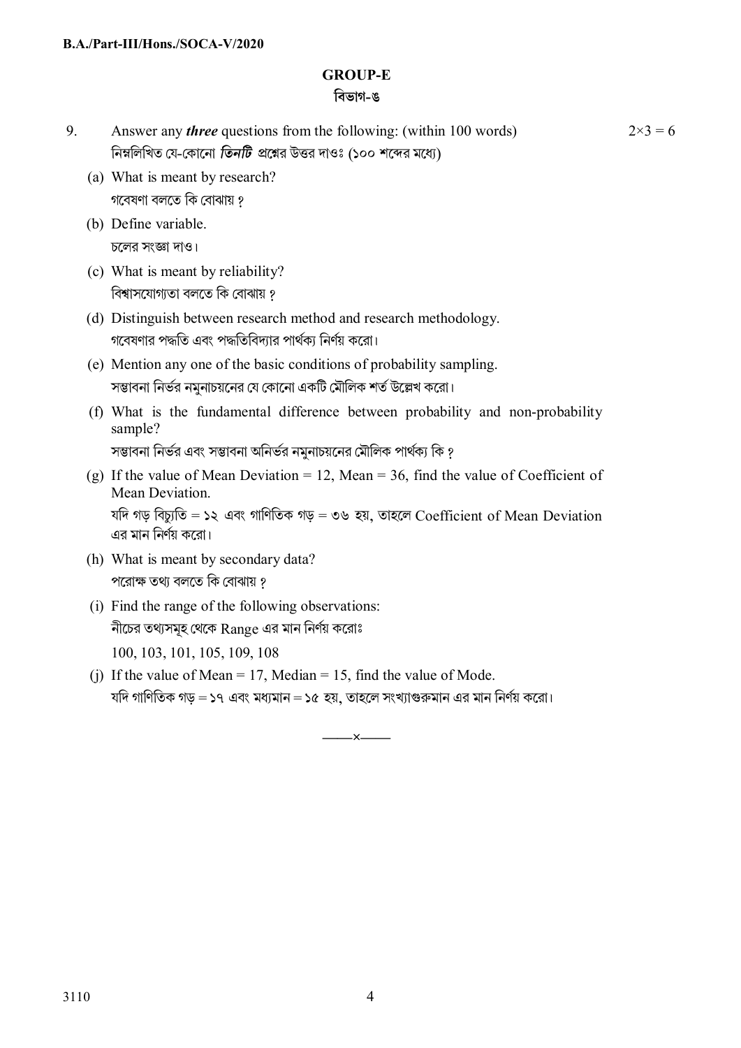## GROUP-E
### বিভাগ-ঙ

9. Answer any ***three*** questions from the following: (within 100 words) $2 \times 3 = 6$

   নিম্নলিখিত যে-কোনো ***তিনটি*** প্রশ্নের উত্তর দাওঃ (১০০ শব্দের মধ্যে)

   (a) What is meant by research?
   গবেষণা বলতে কি বোঝায় ?

   (b) Define variable.
   চলের সংজ্ঞা দাও।

   (c) What is meant by reliability?
   বিশ্বাসযোগ্যতা বলতে কি বোঝায় ?

   (d) Distinguish between research method and research methodology.
   গবেষণার পদ্ধতি এবং পদ্ধতিবিদ্যার পার্থক্য নির্ণয় করো।

   (e) Mention any one of the basic conditions of probability sampling.
   সম্ভাবনা নির্ভর নমুনাচয়নের যে কোনো একটি মৌলিক শর্ত উল্লেখ করো।

   (f) What is the fundamental difference between probability and non-probability sample?
   সম্ভাবনা নির্ভর এবং সম্ভাবনা অনির্ভর নমুনাচয়নের মৌলিক পার্থক্য কি ?

   (g) If the value of Mean Deviation = 12, Mean = 36, find the value of Coefficient of Mean Deviation.
   যদি গড় বিচ্যুতি = ১২ এবং গাণিতিক গড় = ৩৬ হয়, তাহলে Coefficient of Mean Deviation এর মান নির্ণয় করো।

   (h) What is meant by secondary data?
   পরোক্ষ তথ্য বলতে কি বোঝায় ?

   (i) Find the range of the following observations:
   নীচের তথ্যসমূহ থেকে Range এর মান নির্ণয় করোঃ
   100, 103, 101, 105, 109, 108

   (j) If the value of Mean = 17, Median = 15, find the value of Mode.
   যদি গাণিতিক গড় = ১৭ এবং মধ্যমান = ১৫ হয়, তাহলে সংখ্যাগুরুমান এর মান নির্ণয় করো।

——×——